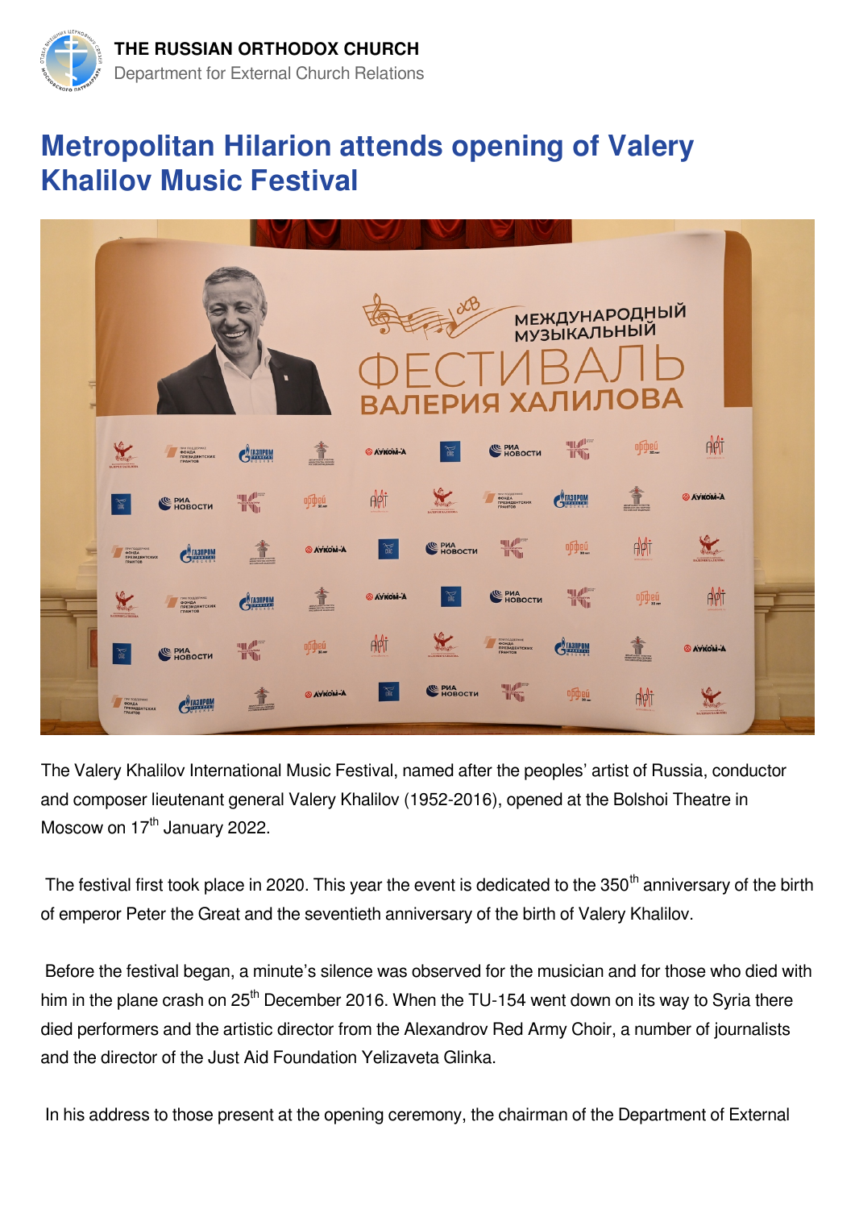# Metropolitan Hilarion attends opening of Valery Khalilov Music Festival

The Valery Khalilov International Music Festival, named after the peoples' artist of Russia, conductor and composer lieutenant general Valery Khalilov (1952-2016), opened at the Bolshoi Theatre in Moscow on 17th January 2022.

The festival first took place in 2020. This year the event is dedicated to the 350th anniversary of the birth of emperor Peter the Great and the seventieth anniversary of the birth of Valery Khalilov.

Before the festival began, a minute's silence was observed for the musician and for those who died with him in the plane crash on 25th December 2016. When the TU-154 went down on its way to Syria there died performers and the artistic director from the Alexandrov Red Army Choir, a number of journalists and the director of the Just Aid Foundation Yelizaveta Glinka.

In his address to those present at the opening ceremony, the chairman of the Department of External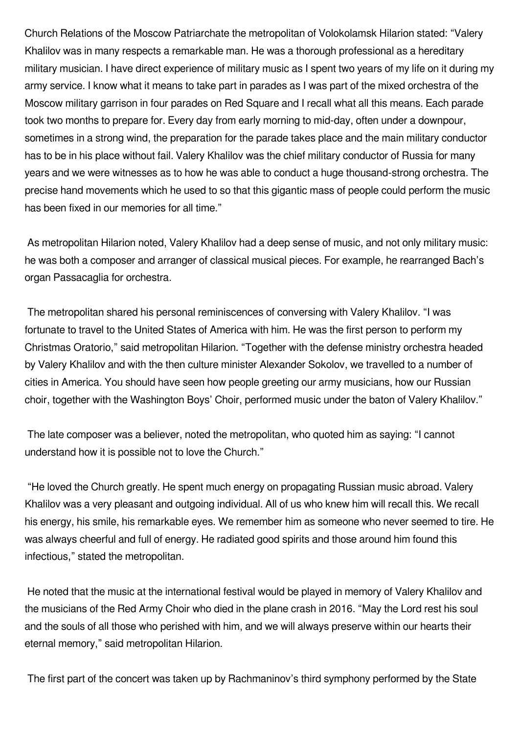Church Relations of the Moscow Patriarchate the metropolitan of Volokolamsk Hilarion stated: "Valery Khalilov was in many respects a remarkable man. He was a thorough professional as a hereditary military musician. I have direct experience of military music as I spent two years of my life on it during my army service. I know what it means to take part in parades as I was part of the mixed orchestra of the Moscow military garrison in four parades on Red Square and I recall what all this means. Each parade took two months to prepare for. Every day from early morning to mid-day, often under a downpour, sometimes in a strong wind, the preparation for the parade takes place and the main military conductor has to be in his place without fail. Valery Khalilov was the chief military conductor of Russia for many years and we were witnesses as to how he was able to conduct a huge thousand-strong orchestra. The precise hand movements which he used to so that this gigantic mass of people could perform the music has been fixed in our memories for all time."

As metropolitan Hilarion noted, Valery Khalilov had a deep sense of music, and not only military music: he was both a composer and arranger of classical musical pieces. For example, he rearranged Bach's organ Passacaglia for orchestra.

The metropolitan shared his personal reminiscences of conversing with Valery Khalilov. "I was fortunate to travel to the United States of America with him. He was the first person to perform my Christmas Oratorio," said metropolitan Hilarion. "Together with the defense ministry orchestra headed by Valery Khalilov and with the then culture minister Alexander Sokolov, we travelled to a number of cities in America. You should have seen how people greeting our army musicians, how our Russian choir, together with the Washington Boys' Choir, performed music under the baton of Valery Khalilov."

The late composer was a believer, noted the metropolitan, who quoted him as saying: "I cannot understand how it is possible not to love the Church."

"He loved the Church greatly. He spent much energy on propagating Russian music abroad. Valery Khalilov was a very pleasant and outgoing individual. All of us who knew him will recall this. We recall his energy, his smile, his remarkable eyes. We remember him as someone who never seemed to tire. He was always cheerful and full of energy. He radiated good spirits and those around him found this infectious," stated the metropolitan.

He noted that the music at the international festival would be played in memory of Valery Khalilov and the musicians of the Red Army Choir who died in the plane crash in 2016. "May the Lord rest his soul and the souls of all those who perished with him, and we will always preserve within our hearts their eternal memory," said metropolitan Hilarion.

The first part of the concert was taken up by Rachmaninov's third symphony performed by the State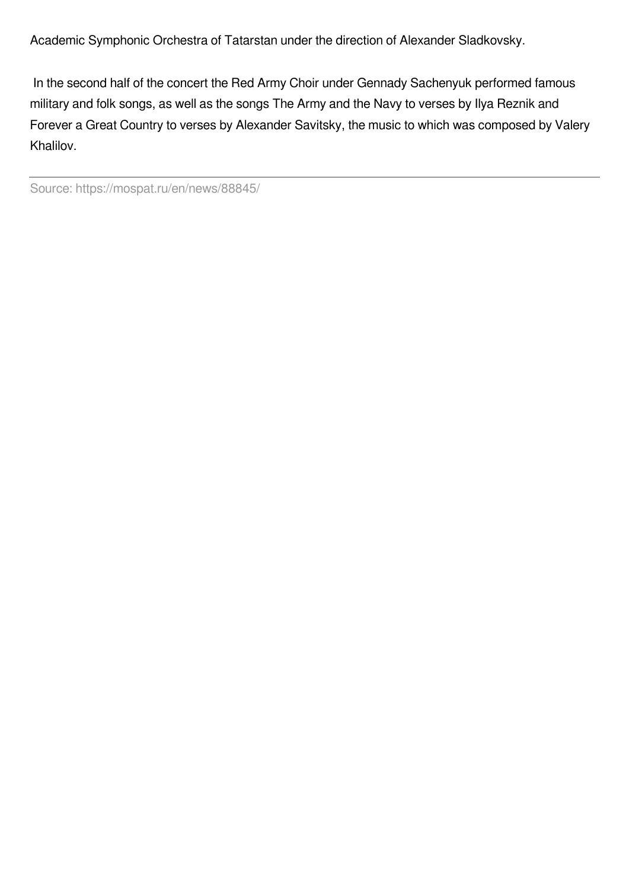Academic Symphonic Orchestra of Tatarstan under the direction of Alexander Sladkovsky.

In the second half of the concert the Red Army Choir under Gennady Sachenyuk performed famous military and folk songs, as well as the songs The Army and the Navy to verses by Ilya Reznik and Forever a Great Country to verses by Alexander Savitsky, the music to which was composed by Valery Khalilov.

---

Source: https://mospat.ru/en/news/88845/